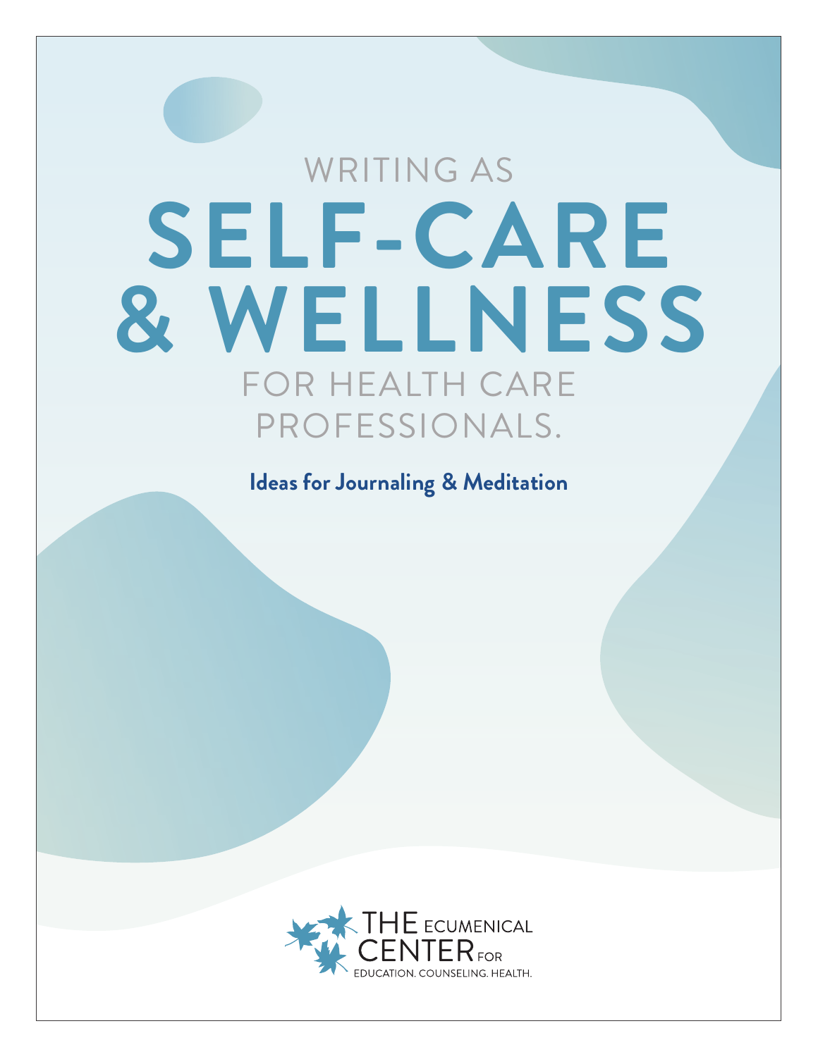# WRITING AS SELF-CARE & WELLNESS FOR HEALTH CARE PROFESSIONALS.

**Ideas for Journaling & Meditation**

THE ECUMENICAL CENTER FOR
EDUCATION. COUNSELING. HEALTH.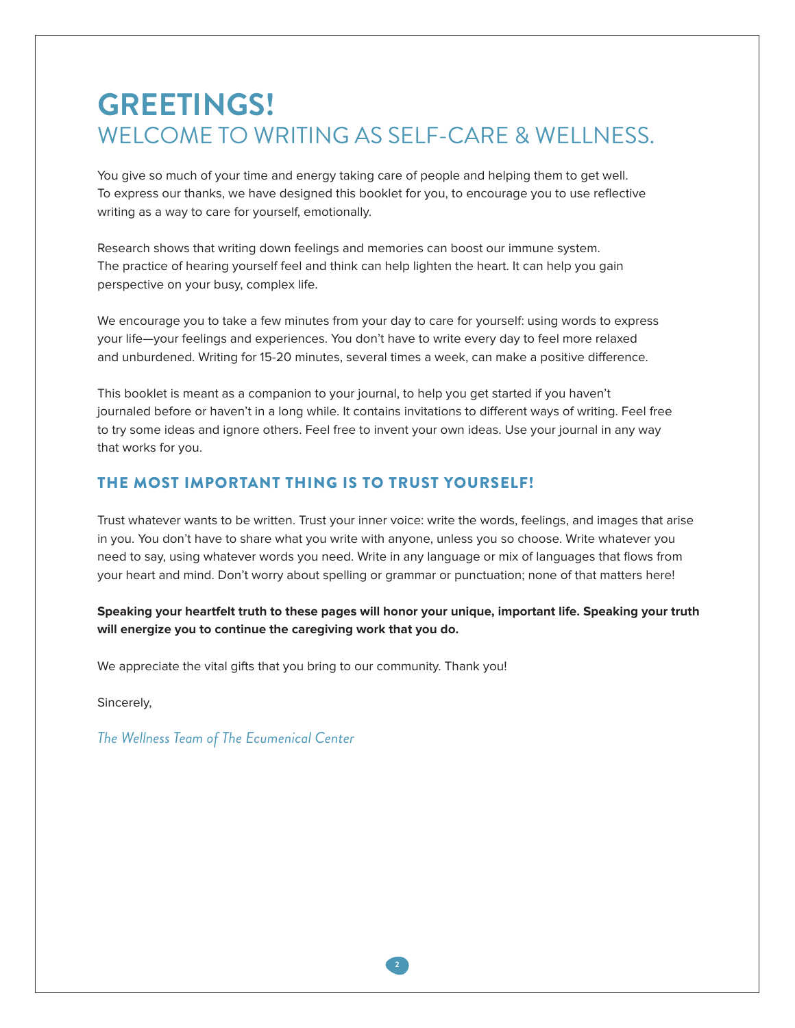# GREETINGS!

## WELCOME TO WRITING AS SELF-CARE & WELLNESS.

You give so much of your time and energy taking care of people and helping them to get well. To express our thanks, we have designed this booklet for you, to encourage you to use reflective writing as a way to care for yourself, emotionally.

Research shows that writing down feelings and memories can boost our immune system. The practice of hearing yourself feel and think can help lighten the heart. It can help you gain perspective on your busy, complex life.

We encourage you to take a few minutes from your day to care for yourself: using words to express your life—your feelings and experiences. You don't have to write every day to feel more relaxed and unburdened. Writing for 15-20 minutes, several times a week, can make a positive difference.

This booklet is meant as a companion to your journal, to help you get started if you haven't journaled before or haven't in a long while. It contains invitations to different ways of writing. Feel free to try some ideas and ignore others. Feel free to invent your own ideas. Use your journal in any way that works for you.

### THE MOST IMPORTANT THING IS TO TRUST YOURSELF!

Trust whatever wants to be written. Trust your inner voice: write the words, feelings, and images that arise in you. You don't have to share what you write with anyone, unless you so choose. Write whatever you need to say, using whatever words you need. Write in any language or mix of languages that flows from your heart and mind. Don't worry about spelling or grammar or punctuation; none of that matters here!

**Speaking your heartfelt truth to these pages will honor your unique, important life. Speaking your truth will energize you to continue the caregiving work that you do.**

We appreciate the vital gifts that you bring to our community. Thank you!

Sincerely,

*The Wellness Team of The Ecumenical Center*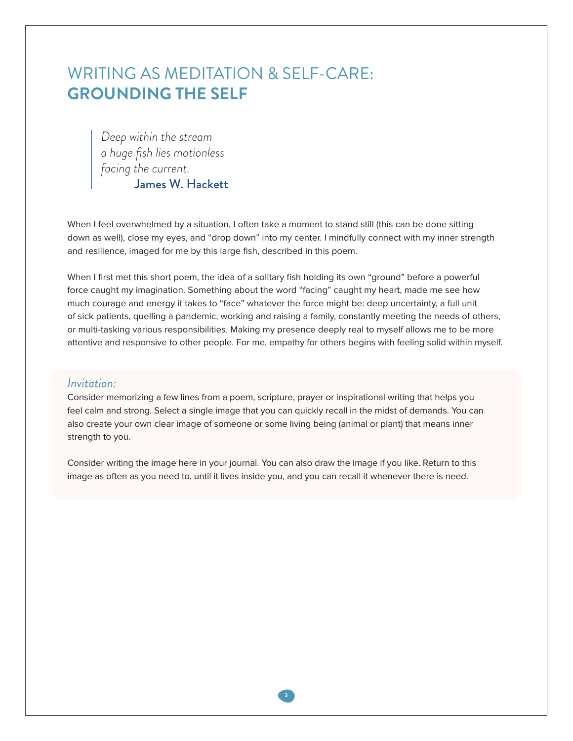# WRITING AS MEDITATION & SELF-CARE: **GROUNDING THE SELF**

> *Deep within the stream*
> *a huge fish lies motionless*
> *facing the current.*
>
> **James W. Hackett**

When I feel overwhelmed by a situation, I often take a moment to stand still (this can be done sitting down as well), close my eyes, and "drop down" into my center. I mindfully connect with my inner strength and resilience, imaged for me by this large fish, described in this poem.

When I first met this short poem, the idea of a solitary fish holding its own "ground" before a powerful force caught my imagination. Something about the word "facing" caught my heart, made me see how much courage and energy it takes to "face" whatever the force might be: deep uncertainty, a full unit of sick patients, quelling a pandemic, working and raising a family, constantly meeting the needs of others, or multi-tasking various responsibilities. Making my presence deeply real to myself allows me to be more attentive and responsive to other people. For me, empathy for others begins with feeling solid within myself.

*Invitation:*

Consider memorizing a few lines from a poem, scripture, prayer or inspirational writing that helps you feel calm and strong. Select a single image that you can quickly recall in the midst of demands. You can also create your own clear image of someone or some living being (animal or plant) that means inner strength to you.

Consider writing the image here in your journal. You can also draw the image if you like. Return to this image as often as you need to, until it lives inside you, and you can recall it whenever there is need.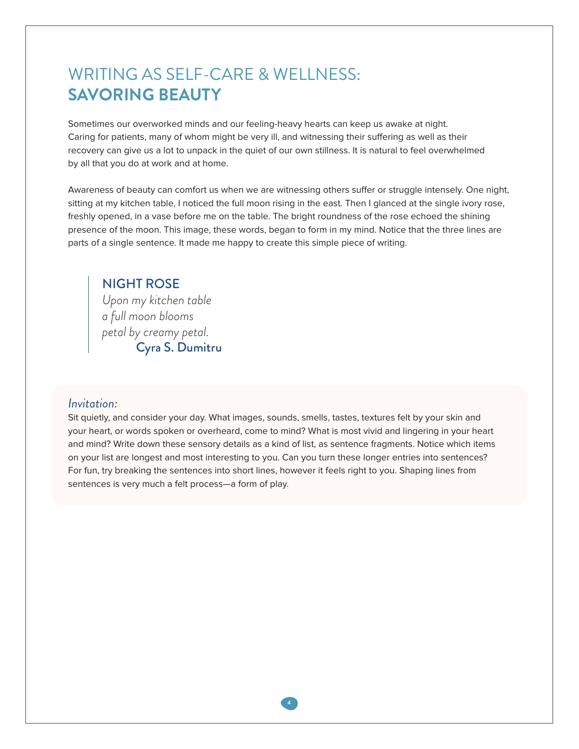# WRITING AS SELF-CARE & WELLNESS: **SAVORING BEAUTY**

Sometimes our overworked minds and our feeling-heavy hearts can keep us awake at night. Caring for patients, many of whom might be very ill, and witnessing their suffering as well as their recovery can give us a lot to unpack in the quiet of our own stillness. It is natural to feel overwhelmed by all that you do at work and at home.

Awareness of beauty can comfort us when we are witnessing others suffer or struggle intensely. One night, sitting at my kitchen table, I noticed the full moon rising in the east. Then I glanced at the single ivory rose, freshly opened, in a vase before me on the table. The bright roundness of the rose echoed the shining presence of the moon. This image, these words, began to form in my mind. Notice that the three lines are parts of a single sentence. It made me happy to create this simple piece of writing.

> **NIGHT ROSE**
> *Upon my kitchen table*
> *a full moon blooms*
> *petal by creamy petal.*
> **Cyra S. Dumitru**

*Invitation:*

Sit quietly, and consider your day. What images, sounds, smells, tastes, textures felt by your skin and your heart, or words spoken or overheard, come to mind? What is most vivid and lingering in your heart and mind? Write down these sensory details as a kind of list, as sentence fragments. Notice which items on your list are longest and most interesting to you. Can you turn these longer entries into sentences? For fun, try breaking the sentences into short lines, however it feels right to you. Shaping lines from sentences is very much a felt process—a form of play.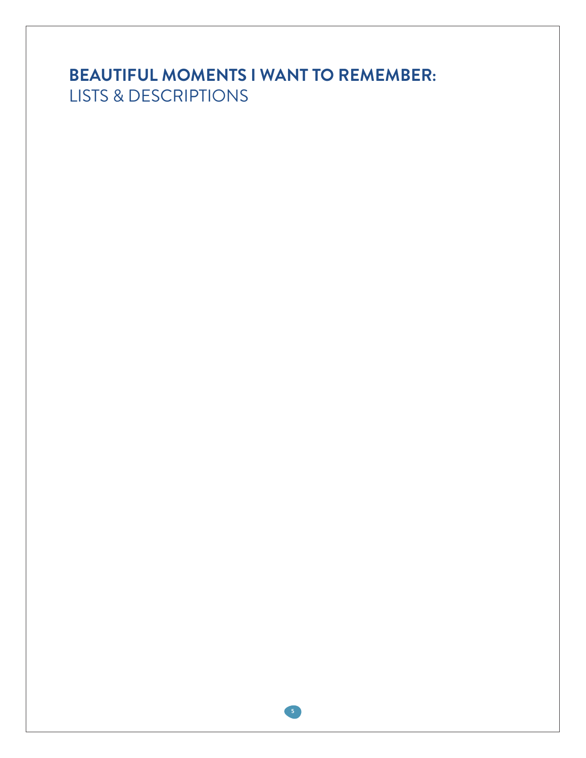# BEAUTIFUL MOMENTS I WANT TO REMEMBER:
LISTS & DESCRIPTIONS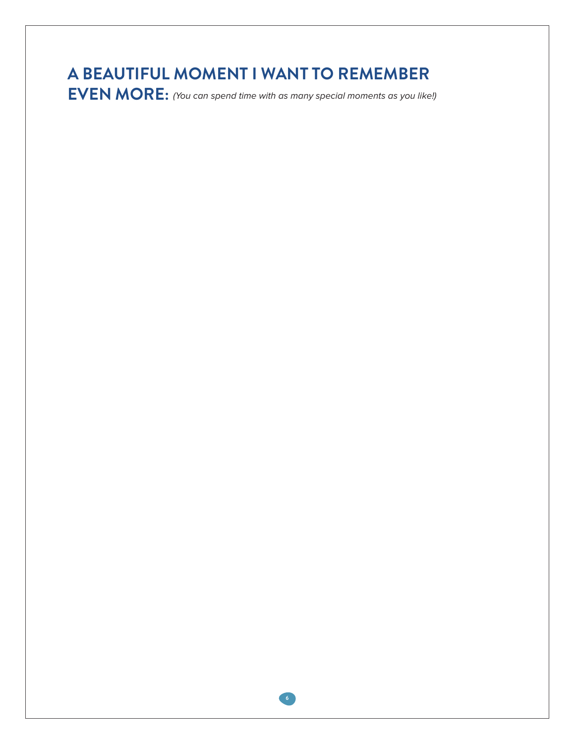# A BEAUTIFUL MOMENT I WANT TO REMEMBER EVEN MORE: *(You can spend time with as many special moments as you like!)*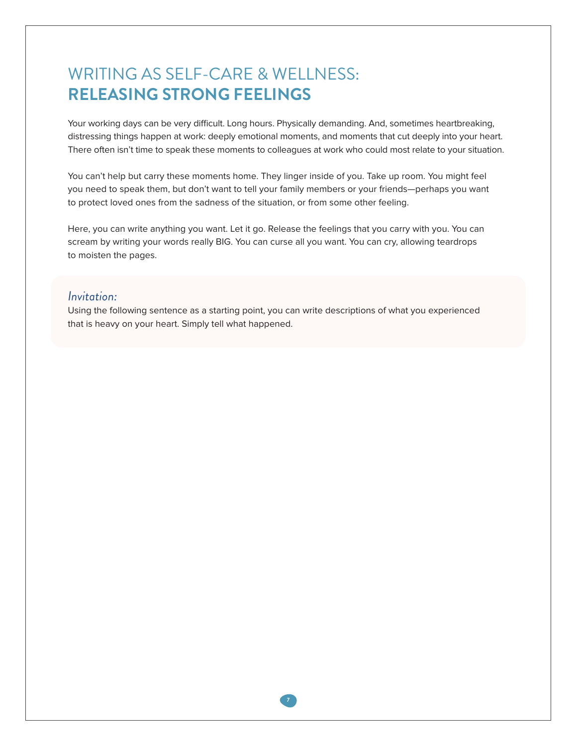# WRITING AS SELF-CARE & WELLNESS: **RELEASING STRONG FEELINGS**

Your working days can be very difficult. Long hours. Physically demanding. And, sometimes heartbreaking, distressing things happen at work: deeply emotional moments, and moments that cut deeply into your heart. There often isn't time to speak these moments to colleagues at work who could most relate to your situation.

You can't help but carry these moments home. They linger inside of you. Take up room. You might feel you need to speak them, but don't want to tell your family members or your friends—perhaps you want to protect loved ones from the sadness of the situation, or from some other feeling.

Here, you can write anything you want. Let it go. Release the feelings that you carry with you. You can scream by writing your words really BIG. You can curse all you want. You can cry, allowing teardrops to moisten the pages.

*Invitation:*

Using the following sentence as a starting point, you can write descriptions of what you experienced that is heavy on your heart. Simply tell what happened.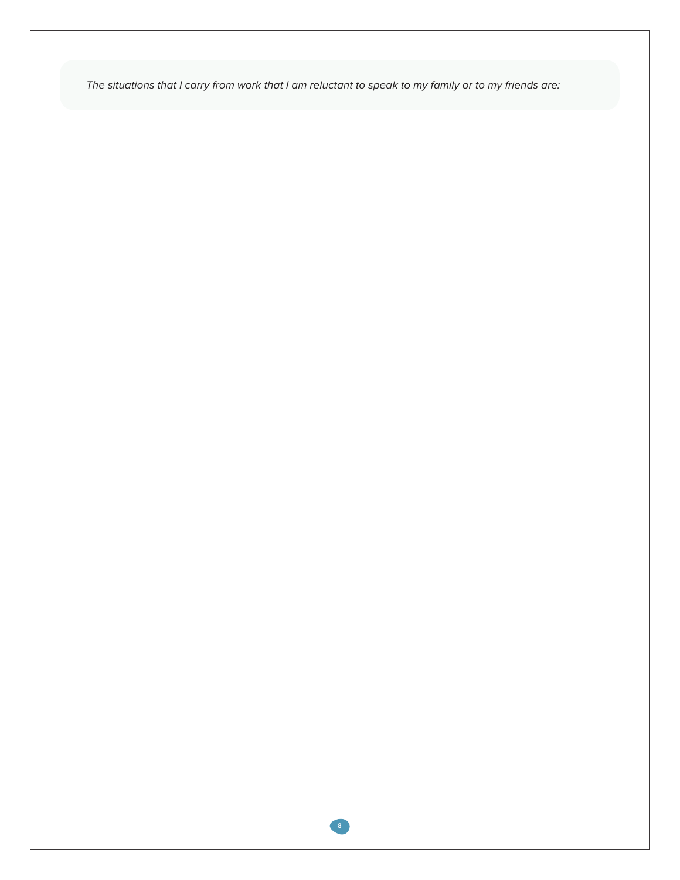*The situations that I carry from work that I am reluctant to speak to my family or to my friends are:*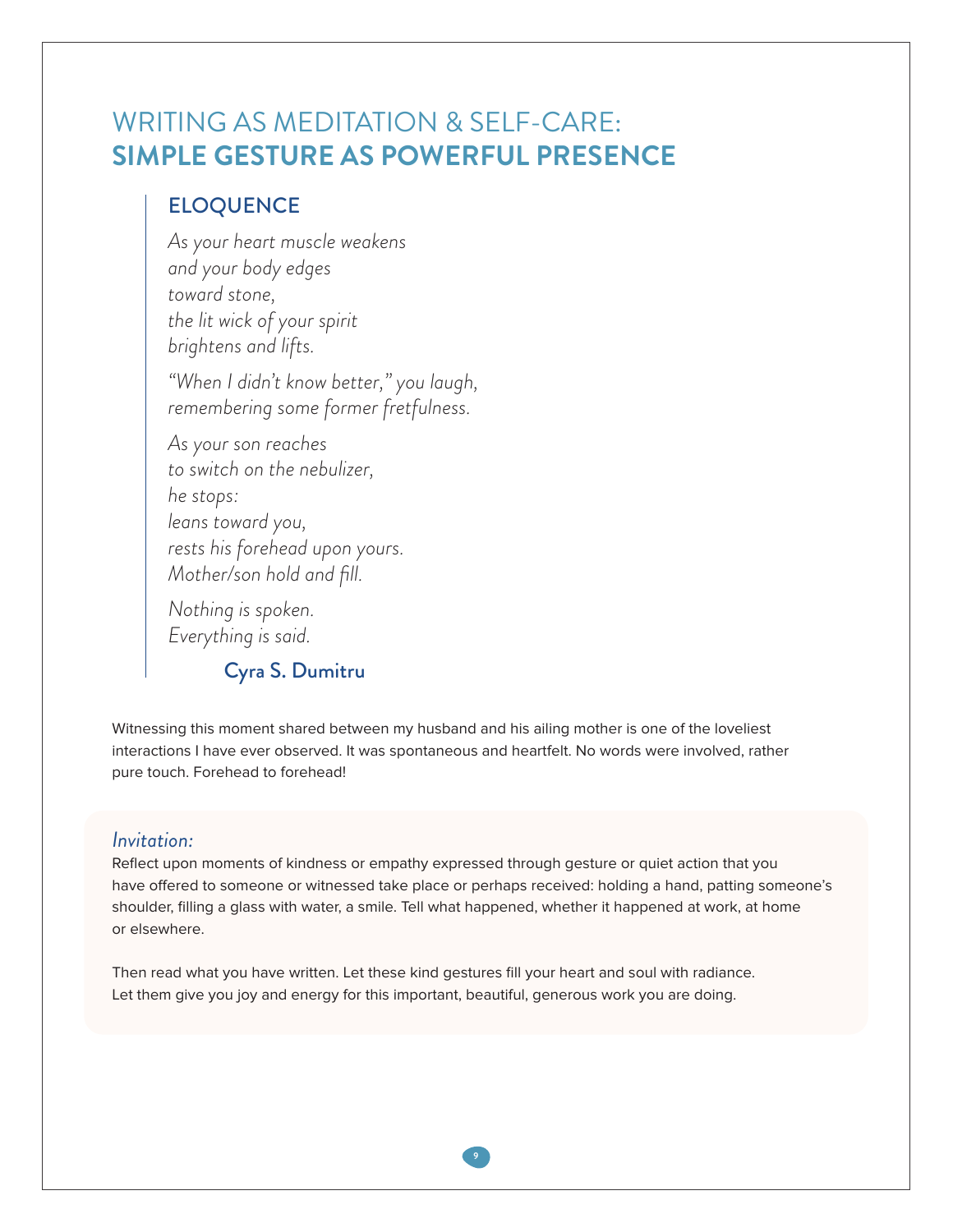# WRITING AS MEDITATION & SELF-CARE: **SIMPLE GESTURE AS POWERFUL PRESENCE**

## ELOQUENCE

*As your heart muscle weakens*
*and your body edges*
*toward stone,*
*the lit wick of your spirit*
*brightens and lifts.*

*“When I didn’t know better,” you laugh,*
*remembering some former fretfulness.*

*As your son reaches*
*to switch on the nebulizer,*
*he stops:*
*leans toward you,*
*rests his forehead upon yours.*
*Mother/son hold and fill.*

*Nothing is spoken.*
*Everything is said.*

**Cyra S. Dumitru**

Witnessing this moment shared between my husband and his ailing mother is one of the loveliest interactions I have ever observed. It was spontaneous and heartfelt. No words were involved, rather pure touch. Forehead to forehead!

*Invitation:*

Reflect upon moments of kindness or empathy expressed through gesture or quiet action that you have offered to someone or witnessed take place or perhaps received: holding a hand, patting someone’s shoulder, filling a glass with water, a smile. Tell what happened, whether it happened at work, at home or elsewhere.

Then read what you have written. Let these kind gestures fill your heart and soul with radiance. Let them give you joy and energy for this important, beautiful, generous work you are doing.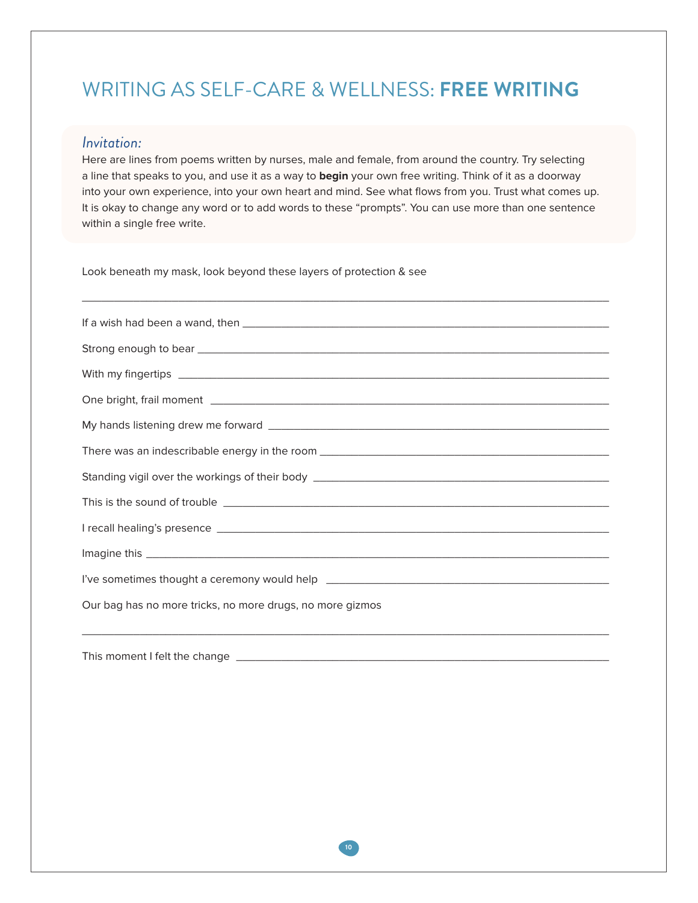# WRITING AS SELF-CARE & WELLNESS: **FREE WRITING**

*Invitation:*

Here are lines from poems written by nurses, male and female, from around the country. Try selecting a line that speaks to you, and use it as a way to **begin** your own free writing. Think of it as a doorway into your own experience, into your own heart and mind. See what flows from you. Trust what comes up. It is okay to change any word or to add words to these "prompts". You can use more than one sentence within a single free write.

Look beneath my mask, look beyond these layers of protection & see

______________________________________________________________________________

If a wish had been a wand, then ______________________________________________________

Strong enough to bear ______________________________________________________

With my fingertips ______________________________________________________

One bright, frail moment ______________________________________________________

My hands listening drew me forward ______________________________________________________

There was an indescribable energy in the room ______________________________________________________

Standing vigil over the workings of their body ______________________________________________________

This is the sound of trouble ______________________________________________________

I recall healing's presence ______________________________________________________

Imagine this ______________________________________________________

I've sometimes thought a ceremony would help ______________________________________________________

Our bag has no more tricks, no more drugs, no more gizmos

______________________________________________________________________________

This moment I felt the change ______________________________________________________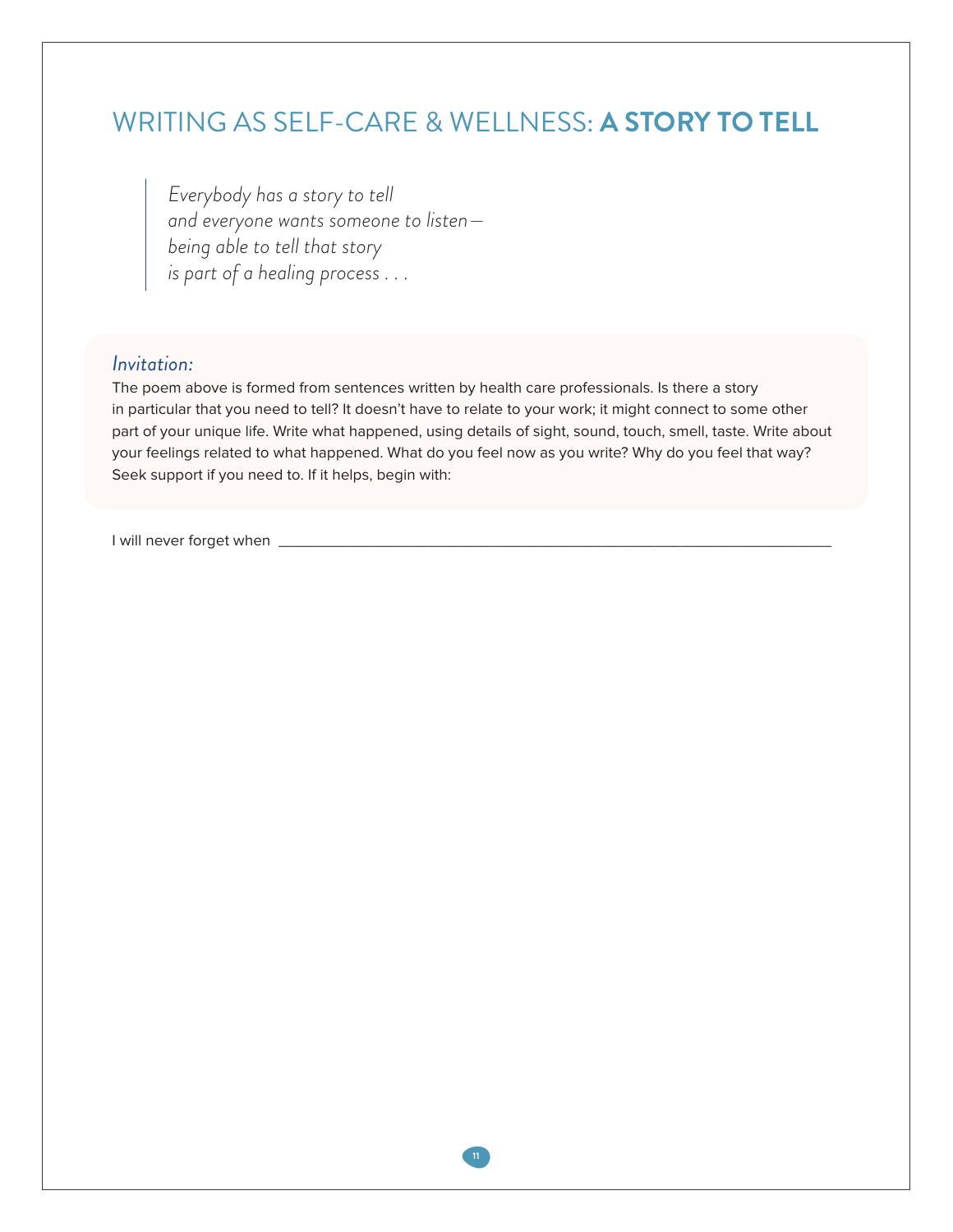# WRITING AS SELF-CARE & WELLNESS: **A STORY TO TELL**

> *Everybody has a story to tell*
> *and everyone wants someone to listen—*
> *being able to tell that story*
> *is part of a healing process . . .*

*Invitation:*

The poem above is formed from sentences written by health care professionals. Is there a story in particular that you need to tell? It doesn't have to relate to your work; it might connect to some other part of your unique life. Write what happened, using details of sight, sound, touch, smell, taste. Write about your feelings related to what happened. What do you feel now as you write? Why do you feel that way? Seek support if you need to. If it helps, begin with:

I will never forget when ___________________________________________________________________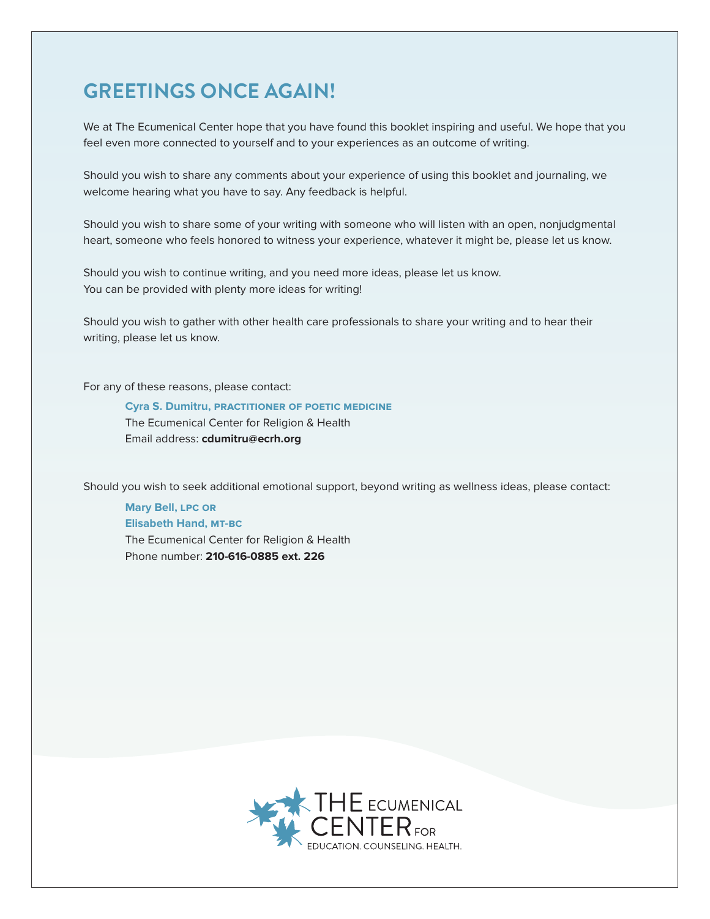## GREETINGS ONCE AGAIN!

We at The Ecumenical Center hope that you have found this booklet inspiring and useful. We hope that you feel even more connected to yourself and to your experiences as an outcome of writing.

Should you wish to share any comments about your experience of using this booklet and journaling, we welcome hearing what you have to say. Any feedback is helpful.

Should you wish to share some of your writing with someone who will listen with an open, nonjudgmental heart, someone who feels honored to witness your experience, whatever it might be, please let us know.

Should you wish to continue writing, and you need more ideas, please let us know.
You can be provided with plenty more ideas for writing!

Should you wish to gather with other health care professionals to share your writing and to hear their writing, please let us know.

For any of these reasons, please contact:

> **Cyra S. Dumitru, PRACTITIONER OF POETIC MEDICINE**
> The Ecumenical Center for Religion & Health
> Email address: **cdumitru@ecrh.org**

Should you wish to seek additional emotional support, beyond writing as wellness ideas, please contact:

> **Mary Bell, LPC OR**
> **Elisabeth Hand, MT-BC**
> The Ecumenical Center for Religion & Health
> Phone number: **210-616-0885 ext. 226**

THE ECUMENICAL CENTER FOR
EDUCATION. COUNSELING. HEALTH.